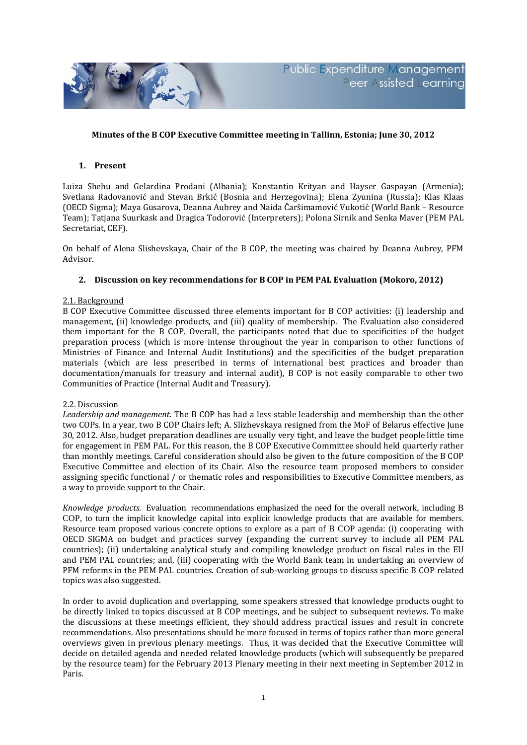Public Expenditure Management
Peer Assisted Learning

**Minutes of the B COP Executive Committee meeting in Tallinn, Estonia; June 30, 2012**

## 1. Present

Luiza Shehu and Gelardina Prodani (Albania); Konstantin Krityan and Hayser Gaspayan (Armenia); Svetlana Radovanović and Stevan Brkić (Bosnia and Herzegovina); Elena Zyunina (Russia); Klas Klaas (OECD Sigma); Maya Gusarova, Deanna Aubrey and Naida Čaršimamović Vukotić (World Bank – Resource Team); Tatjana Suurkask and Dragica Todorović (Interpreters); Polona Sirnik and Senka Maver (PEM PAL Secretariat, CEF).

On behalf of Alena Slishevskaya, Chair of the B COP, the meeting was chaired by Deanna Aubrey, PFM Advisor.

## 2. Discussion on key recommendations for B COP in PEM PAL Evaluation (Mokoro, 2012)

### 2.1. Background

B COP Executive Committee discussed three elements important for B COP activities: (i) leadership and management, (ii) knowledge products, and (iii) quality of membership. The Evaluation also considered them important for the B COP. Overall, the participants noted that due to specificities of the budget preparation process (which is more intense throughout the year in comparison to other functions of Ministries of Finance and Internal Audit Institutions) and the specificities of the budget preparation materials (which are less prescribed in terms of international best practices and broader than documentation/manuals for treasury and internal audit), B COP is not easily comparable to other two Communities of Practice (Internal Audit and Treasury).

### 2.2. Discussion

*Leadership and management.* The B COP has had a less stable leadership and membership than the other two COPs. In a year, two B COP Chairs left; A. Slizhevskaya resigned from the MoF of Belarus effective June 30, 2012. Also, budget preparation deadlines are usually very tight, and leave the budget people little time for engagement in PEM PAL. For this reason, the B COP Executive Committee should held quarterly rather than monthly meetings. Careful consideration should also be given to the future composition of the B COP Executive Committee and election of its Chair. Also the resource team proposed members to consider assigning specific functional / or thematic roles and responsibilities to Executive Committee members, as a way to provide support to the Chair.

*Knowledge products.* Evaluation recommendations emphasized the need for the overall network, including B COP, to turn the implicit knowledge capital into explicit knowledge products that are available for members. Resource team proposed various concrete options to explore as a part of B COP agenda: (i) cooperating with OECD SIGMA on budget and practices survey (expanding the current survey to include all PEM PAL countries); (ii) undertaking analytical study and compiling knowledge product on fiscal rules in the EU and PEM PAL countries; and, (iii) cooperating with the World Bank team in undertaking an overview of PFM reforms in the PEM PAL countries. Creation of sub-working groups to discuss specific B COP related topics was also suggested.

In order to avoid duplication and overlapping, some speakers stressed that knowledge products ought to be directly linked to topics discussed at B COP meetings, and be subject to subsequent reviews. To make the discussions at these meetings efficient, they should address practical issues and result in concrete recommendations. Also presentations should be more focused in terms of topics rather than more general overviews given in previous plenary meetings. Thus, it was decided that the Executive Committee will decide on detailed agenda and needed related knowledge products (which will subsequently be prepared by the resource team) for the February 2013 Plenary meeting in their next meeting in September 2012 in Paris.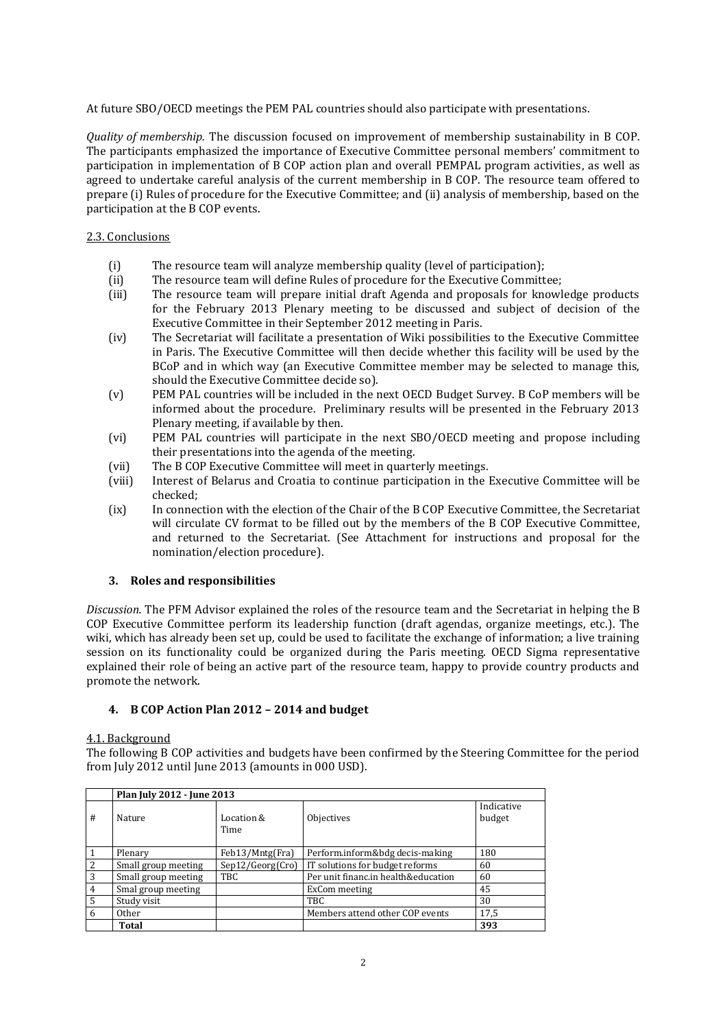At future SBO/OECD meetings the PEM PAL countries should also participate with presentations.

*Quality of membership.* The discussion focused on improvement of membership sustainability in B COP. The participants emphasized the importance of Executive Committee personal members' commitment to participation in implementation of B COP action plan and overall PEMPAL program activities, as well as agreed to undertake careful analysis of the current membership in B COP. The resource team offered to prepare (i) Rules of procedure for the Executive Committee; and (ii) analysis of membership, based on the participation at the B COP events.

2.3. Conclusions

(i) The resource team will analyze membership quality (level of participation);
(ii) The resource team will define Rules of procedure for the Executive Committee;
(iii) The resource team will prepare initial draft Agenda and proposals for knowledge products for the February 2013 Plenary meeting to be discussed and subject of decision of the Executive Committee in their September 2012 meeting in Paris.
(iv) The Secretariat will facilitate a presentation of Wiki possibilities to the Executive Committee in Paris. The Executive Committee will then decide whether this facility will be used by the BCoP and in which way (an Executive Committee member may be selected to manage this, should the Executive Committee decide so).
(v) PEM PAL countries will be included in the next OECD Budget Survey. B CoP members will be informed about the procedure. Preliminary results will be presented in the February 2013 Plenary meeting, if available by then.
(vi) PEM PAL countries will participate in the next SBO/OECD meeting and propose including their presentations into the agenda of the meeting.
(vii) The B COP Executive Committee will meet in quarterly meetings.
(viii) Interest of Belarus and Croatia to continue participation in the Executive Committee will be checked;
(ix) In connection with the election of the Chair of the B COP Executive Committee, the Secretariat will circulate CV format to be filled out by the members of the B COP Executive Committee, and returned to the Secretariat. (See Attachment for instructions and proposal for the nomination/election procedure).

### 3. Roles and responsibilities

*Discussion.* The PFM Advisor explained the roles of the resource team and the Secretariat in helping the B COP Executive Committee perform its leadership function (draft agendas, organize meetings, etc.). The wiki, which has already been set up, could be used to facilitate the exchange of information; a live training session on its functionality could be organized during the Paris meeting. OECD Sigma representative explained their role of being an active part of the resource team, happy to provide country products and promote the network.

### 4. B COP Action Plan 2012 – 2014 and budget

4.1. Background

The following B COP activities and budgets have been confirmed by the Steering Committee for the period from July 2012 until June 2013 (amounts in 000 USD).

| | **Plan July 2012 - June 2013** | | | |
|---|---|---|---|---|
| # | Nature | Location & Time | Objectives | Indicative budget |
| 1 | Plenary | Feb13/Mntg(Fra) | Perform.inform&bdg decis-making | 180 |
| 2 | Small group meeting | Sep12/Georg(Cro) | IT solutions for budget reforms | 60 |
| 3 | Small group meeting | TBC | Per unit financ.in health&education | 60 |
| 4 | Smal group meeting | | ExCom meeting | 45 |
| 5 | Study visit | | TBC | 30 |
| 6 | Other | | Members attend other COP events | 17,5 |
| | **Total** | | | **393** |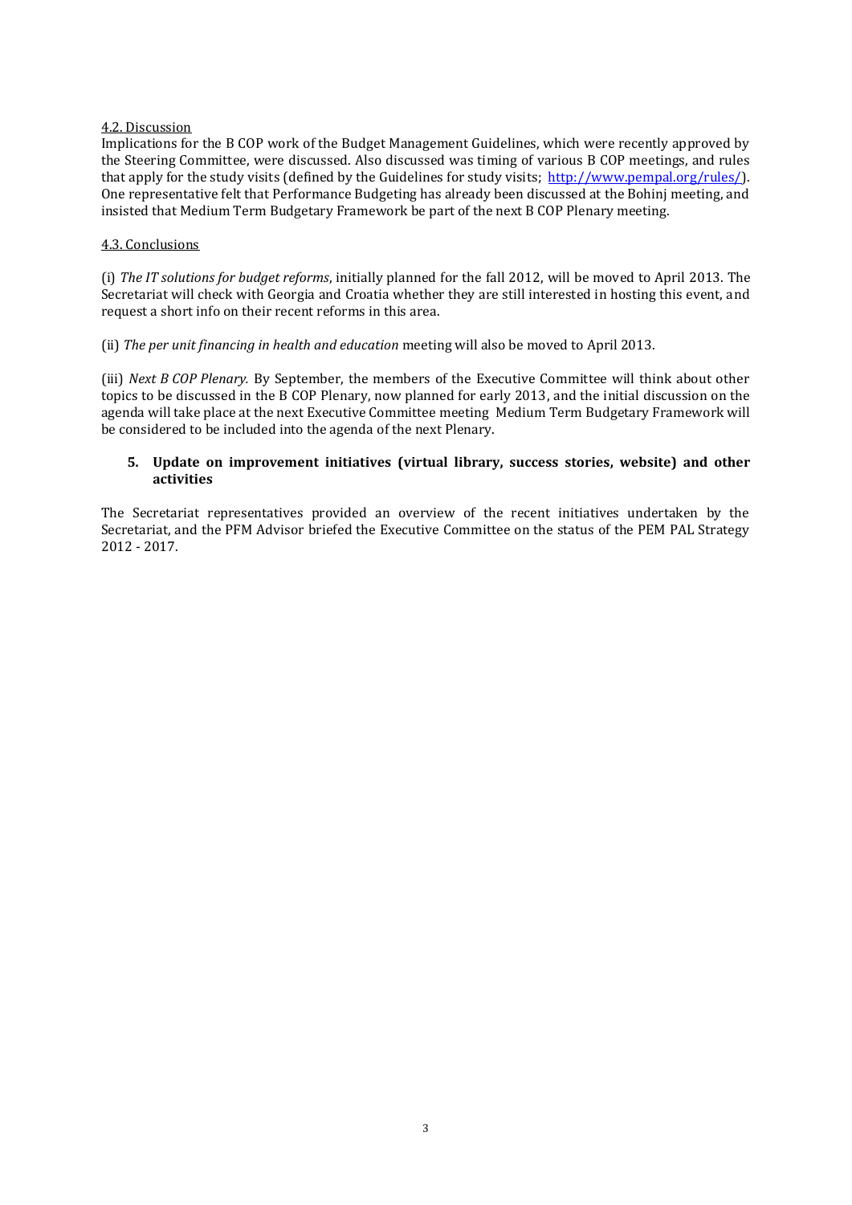4.2. Discussion

Implications for the B COP work of the Budget Management Guidelines, which were recently approved by the Steering Committee, were discussed. Also discussed was timing of various B COP meetings, and rules that apply for the study visits (defined by the Guidelines for study visits; http://www.pempal.org/rules/). One representative felt that Performance Budgeting has already been discussed at the Bohinj meeting, and insisted that Medium Term Budgetary Framework be part of the next B COP Plenary meeting.

4.3. Conclusions

(i) *The IT solutions for budget reforms*, initially planned for the fall 2012, will be moved to April 2013. The Secretariat will check with Georgia and Croatia whether they are still interested in hosting this event, and request a short info on their recent reforms in this area.

(ii) *The per unit financing in health and education* meeting will also be moved to April 2013.

(iii) *Next B COP Plenary.* By September, the members of the Executive Committee will think about other topics to be discussed in the B COP Plenary, now planned for early 2013, and the initial discussion on the agenda will take place at the next Executive Committee meeting Medium Term Budgetary Framework will be considered to be included into the agenda of the next Plenary.

**5. Update on improvement initiatives (virtual library, success stories, website) and other activities**

The Secretariat representatives provided an overview of the recent initiatives undertaken by the Secretariat, and the PFM Advisor briefed the Executive Committee on the status of the PEM PAL Strategy 2012 - 2017.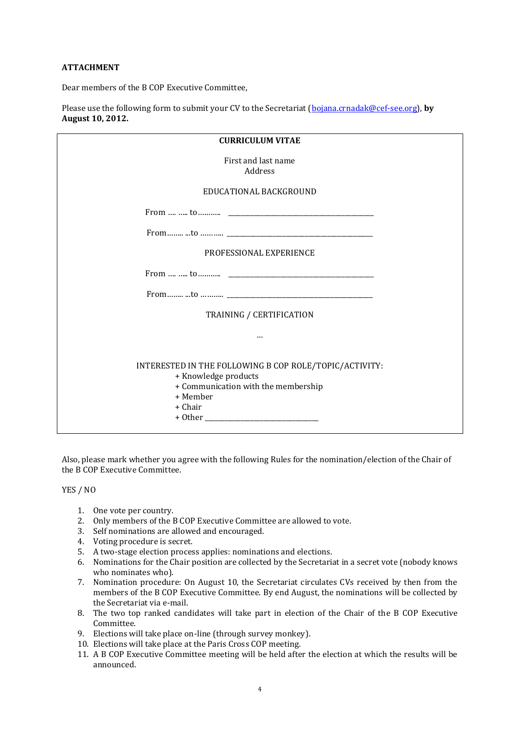**ATTACHMENT**

Dear members of the B COP Executive Committee,

Please use the following form to submit your CV to the Secretariat (bojana.crnadak@cef-see.org), **by August 10, 2012.**

**CURRICULUM VITAE**

First and last name
Address

EDUCATIONAL BACKGROUND

From …. ….. to……….. _____________________________________________

From…….. …to ………. _____________________________________________

PROFESSIONAL EXPERIENCE

From …. ….. to……….. _____________________________________________

From…….. …to ………. _____________________________________________

TRAINING / CERTIFICATION

…

INTERESTED IN THE FOLLOWING B COP ROLE/TOPIC/ACTIVITY:

+ Knowledge products
+ Communication with the membership
+ Member
+ Chair
+ Other ___________________________________

Also, please mark whether you agree with the following Rules for the nomination/election of the Chair of the B COP Executive Committee.

YES / NO

1. One vote per country.
2. Only members of the B COP Executive Committee are allowed to vote.
3. Self nominations are allowed and encouraged.
4. Voting procedure is secret.
5. A two-stage election process applies: nominations and elections.
6. Nominations for the Chair position are collected by the Secretariat in a secret vote (nobody knows who nominates who).
7. Nomination procedure: On August 10, the Secretariat circulates CVs received by then from the members of the B COP Executive Committee. By end August, the nominations will be collected by the Secretariat via e-mail.
8. The two top ranked candidates will take part in election of the Chair of the B COP Executive Committee.
9. Elections will take place on-line (through survey monkey).
10. Elections will take place at the Paris Cross COP meeting.
11. A B COP Executive Committee meeting will be held after the election at which the results will be announced.